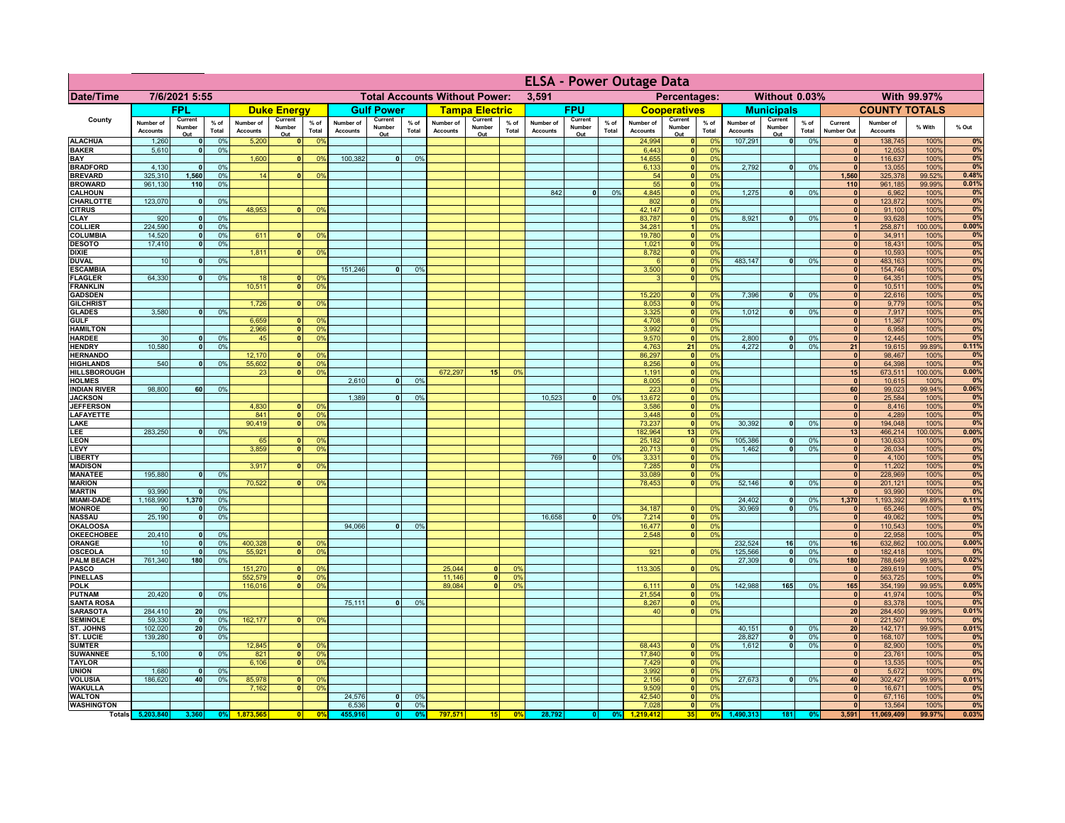# ELSA - Power Outage Data

| Date/Time | 7/6/2021 5:55 | | Total Accounts Without Power: | 3,591 | | Percentages: | Without 0.03% | With 99.97% |
|---|---|---|---|---|---|---|---|---|

| County | FPL | | | Duke Energy | | | Gulf Power | | | Tampa Electric | | | FPU | | | Cooperatives | | | Municipals | | | COUNTY TOTALS | | | |
|---|---|---|---|---|---|---|---|---|---|---|---|---|---|---|---|---|---|---|---|---|---|---|---|---|---|
| | Number of Accounts | Current Number Out | % of Total | Number of Accounts | Current Number Out | % of Total | Number of Accounts | Current Number Out | % of Total | Number of Accounts | Current Number Out | % of Total | Number of Accounts | Current Number Out | % of Total | Number of Accounts | Current Number Out | % of Total | Number of Accounts | Current Number Out | % of Total | Current Number Out | Number of Accounts | % With | % Out |
| ALACHUA | 1,260 | 0 | 0% | 5,200 | 0 | 0% | | | | | | | | | | 24,994 | 0 | 0% | 107,291 | 0 | 0% | 0 | 138,745 | 100% | 0% |
| BAKER | 5,610 | 0 | 0% | | | | | | | | | | | | | 6,443 | 0 | 0% | | | | 0 | 12,053 | 100% | 0% |
| BAY | | | | 1,600 | 0 | 0% | 100,382 | 0 | 0% | | | | | | | 14,655 | 0 | 0% | | | | 0 | 116,637 | 100% | 0% |
| BRADFORD | 4,130 | 0 | 0% | | | | | | | | | | | | | 6,133 | 0 | 0% | 2,792 | 0 | 0% | 0 | 13,055 | 100% | 0% |
| BREVARD | 325,310 | 1,560 | 0% | 14 | 0 | 0% | | | | | | | | | | 54 | 0 | 0% | | | | 1,560 | 325,378 | 99.52% | 0.48% |
| BROWARD | 961,130 | 110 | 0% | | | | | | | | | | | | | 55 | 0 | 0% | | | | 110 | 961,185 | 99.99% | 0.01% |
| CALHOUN | | | | | | | | | | | | | 842 | 0 | 0% | 4,845 | 0 | 0% | 1,275 | 0 | 0% | 0 | 6,962 | 100% | 0% |
| CHARLOTTE | 123,070 | 0 | 0% | | | | | | | | | | | | | 802 | 0 | 0% | | | | 0 | 123,872 | 100% | 0% |
| CITRUS | | | | 48,953 | 0 | 0% | | | | | | | | | | 42,147 | 0 | 0% | | | | 0 | 91,100 | 100% | 0% |
| CLAY | 920 | 0 | 0% | | | | | | | | | | | | | 83,787 | 0 | 0% | 8,921 | 0 | 0% | 0 | 93,628 | 100% | 0% |
| COLLIER | 224,590 | 0 | 0% | | | | | | | | | | | | | 34,281 | 1 | 0% | | | | 1 | 258,871 | 100.00% | 0.00% |
| COLUMBIA | 14,520 | 0 | 0% | 611 | 0 | 0% | | | | | | | | | | 19,780 | 0 | 0% | | | | 0 | 34,911 | 100% | 0% |
| DESOTO | 17,410 | 0 | 0% | | | | | | | | | | | | | 1,021 | 0 | 0% | | | | 0 | 18,431 | 100% | 0% |
| DIXIE | | | | 1,811 | 0 | 0% | | | | | | | | | | 8,782 | 0 | 0% | | | | 0 | 10,593 | 100% | 0% |
| DUVAL | 10 | 0 | 0% | | | | | | | | | | | | | 6 | 0 | 0% | 483,147 | 0 | 0% | 0 | 483,163 | 100% | 0% |
| ESCAMBIA | | | | | | | 151,246 | 0 | 0% | | | | | | | 3,500 | 0 | 0% | | | | 0 | 154,746 | 100% | 0% |
| FLAGLER | 64,330 | 0 | 0% | 18 | 0 | 0% | | | | | | | | | | 3 | 0 | 0% | | | | 0 | 64,351 | 100% | 0% |
| FRANKLIN | | | | 10,511 | 0 | 0% | | | | | | | | | | | | | | | | 0 | 10,511 | 100% | 0% |
| GADSDEN | | | | | | | | | | | | | | | | 15,220 | 0 | 0% | 7,396 | 0 | 0% | 0 | 22,616 | 100% | 0% |
| GILCHRIST | | | | 1,726 | 0 | 0% | | | | | | | | | | 8,053 | 0 | 0% | | | | 0 | 9,779 | 100% | 0% |
| GLADES | 3,580 | 0 | 0% | | | | | | | | | | | | | 3,325 | 0 | 0% | 1,012 | 0 | 0% | 0 | 7,917 | 100% | 0% |
| GULF | | | | 6,659 | 0 | 0% | | | | | | | | | | 4,708 | 0 | 0% | | | | 0 | 11,367 | 100% | 0% |
| HAMILTON | | | | 2,966 | 0 | 0% | | | | | | | | | | 3,992 | 0 | 0% | | | | 0 | 6,958 | 100% | 0% |
| HARDEE | 30 | 0 | 0% | 45 | 0 | 0% | | | | | | | | | | 9,570 | 0 | 0% | 2,800 | 0 | 0% | 0 | 12,445 | 100% | 0% |
| HENDRY | 10,580 | 0 | 0% | | | | | | | | | | | | | 4,763 | 21 | 0% | 4,272 | 0 | 0% | 21 | 19,615 | 99.89% | 0.11% |
| HERNANDO | | | | 12,170 | 0 | 0% | | | | | | | | | | 86,297 | 0 | 0% | | | | 0 | 98,467 | 100% | 0% |
| HIGHLANDS | 540 | 0 | 0% | 55,602 | 0 | 0% | | | | | | | | | | 8,256 | 0 | 0% | | | | 0 | 64,398 | 100% | 0% |
| HILLSBOROUGH | | | | 23 | 0 | 0% | | | | 672,297 | 15 | 0% | | | | 1,191 | 0 | 0% | | | | 15 | 673,511 | 100.00% | 0.00% |
| HOLMES | | | | | | | 2,610 | 0 | 0% | | | | | | | 8,005 | 0 | 0% | | | | 0 | 10,615 | 100% | 0% |
| INDIAN RIVER | 98,800 | 60 | 0% | | | | | | | | | | | | | 223 | 0 | 0% | | | | 60 | 99,023 | 99.94% | 0.06% |
| JACKSON | | | | | | | 1,389 | 0 | 0% | | | | 10,523 | 0 | 0% | 13,672 | 0 | 0% | | | | 0 | 25,584 | 100% | 0% |
| JEFFERSON | | | | 4,830 | 0 | 0% | | | | | | | | | | 3,586 | 0 | 0% | | | | 0 | 8,416 | 100% | 0% |
| LAFAYETTE | | | | 841 | 0 | 0% | | | | | | | | | | 3,448 | 0 | 0% | | | | 0 | 4,289 | 100% | 0% |
| LAKE | | | | 90,419 | 0 | 0% | | | | | | | | | | 73,237 | 0 | 0% | 30,392 | 0 | 0% | 0 | 194,048 | 100% | 0% |
| LEE | 283,250 | 0 | 0% | | | | | | | | | | | | | 182,964 | 13 | 0% | | | | 13 | 466,214 | 100.00% | 0.00% |
| LEON | | | | 65 | 0 | 0% | | | | | | | | | | 25,182 | 0 | 0% | 105,386 | 0 | 0% | 0 | 130,633 | 100% | 0% |
| LEVY | | | | 3,859 | 0 | 0% | | | | | | | | | | 20,713 | 0 | 0% | 1,462 | 0 | 0% | 0 | 26,034 | 100% | 0% |
| LIBERTY | | | | | | | | | | | | | 769 | 0 | 0% | 3,331 | 0 | 0% | | | | 0 | 4,100 | 100% | 0% |
| MADISON | | | | 3,917 | 0 | 0% | | | | | | | | | | 7,285 | 0 | 0% | | | | 0 | 11,202 | 100% | 0% |
| MANATEE | 195,880 | 0 | 0% | | | | | | | | | | | | | 33,089 | 0 | 0% | | | | 0 | 228,969 | 100% | 0% |
| MARION | | | | 70,522 | 0 | 0% | | | | | | | | | | 78,453 | 0 | 0% | 52,146 | 0 | 0% | 0 | 201,121 | 100% | 0% |
| MARTIN | 93,990 | 0 | 0% | | | | | | | | | | | | | | | | | | | 0 | 93,990 | 100% | 0% |
| MIAMI-DADE | 1,168,990 | 1,370 | 0% | | | | | | | | | | | | | | | | 24,402 | 0 | 0% | 1,370 | 1,193,392 | 99.89% | 0.11% |
| MONROE | 90 | 0 | 0% | | | | | | | | | | | | | 34,187 | 0 | 0% | 30,969 | 0 | 0% | 0 | 65,246 | 100% | 0% |
| NASSAU | 25,190 | 0 | 0% | | | | | | | | | | 16,658 | 0 | 0% | 7,214 | 0 | 0% | | | | 0 | 49,062 | 100% | 0% |
| OKALOOSA | | | | | | | 94,066 | 0 | 0% | | | | | | | 16,477 | 0 | 0% | | | | 0 | 110,543 | 100% | 0% |
| OKEECHOBEE | 20,410 | 0 | 0% | | | | | | | | | | | | | 2,548 | 0 | 0% | | | | 0 | 22,958 | 100% | 0% |
| ORANGE | 10 | 0 | 0% | 400,328 | 0 | 0% | | | | | | | | | | | | | 232,524 | 16 | 0% | 16 | 632,862 | 100.00% | 0.00% |
| OSCEOLA | 10 | 0 | 0% | 55,921 | 0 | 0% | | | | | | | | | | 921 | 0 | 0% | 125,566 | 0 | 0% | 0 | 182,418 | 100% | 0% |
| PALM BEACH | 761,340 | 180 | 0% | | | | | | | | | | | | | | | | 27,309 | 0 | 0% | 180 | 788,649 | 99.98% | 0.02% |
| PASCO | | | | 151,270 | 0 | 0% | | | | 25,044 | 0 | 0% | | | | 113,305 | 0 | 0% | | | | 0 | 289,619 | 100% | 0% |
| PINELLAS | | | | 552,579 | 0 | 0% | | | | 11,146 | 0 | 0% | | | | | | | | | | 0 | 563,725 | 100% | 0% |
| POLK | | | | 116,016 | 0 | 0% | | | | 89,084 | 0 | 0% | | | | 6,111 | 0 | 0% | 142,988 | 165 | 0% | 165 | 354,199 | 99.95% | 0.05% |
| PUTNAM | 20,420 | 0 | 0% | | | | | | | | | | | | | 21,554 | 0 | 0% | | | | 0 | 41,974 | 100% | 0% |
| SANTA ROSA | | | | | | | 75,111 | 0 | 0% | | | | | | | 8,267 | 0 | 0% | | | | 0 | 83,378 | 100% | 0% |
| SARASOTA | 284,410 | 20 | 0% | | | | | | | | | | | | | 40 | 0 | 0% | | | | 20 | 284,450 | 99.99% | 0.01% |
| SEMINOLE | 59,330 | 0 | 0% | 162,177 | 0 | 0% | | | | | | | | | | | | | | | | 0 | 221,507 | 100% | 0% |
| ST. JOHNS | 102,020 | 20 | 0% | | | | | | | | | | | | | | | | 40,151 | 0 | 0% | 20 | 142,171 | 99.99% | 0.01% |
| ST. LUCIE | 139,280 | 0 | 0% | | | | | | | | | | | | | | | | 28,827 | 0 | 0% | 0 | 168,107 | 100% | 0% |
| SUMTER | | | | 12,845 | 0 | 0% | | | | | | | | | | 68,443 | 0 | 0% | 1,612 | 0 | 0% | 0 | 82,900 | 100% | 0% |
| SUWANNEE | 5,100 | 0 | 0% | 821 | 0 | 0% | | | | | | | | | | 17,840 | 0 | 0% | | | | 0 | 23,761 | 100% | 0% |
| TAYLOR | | | | 6,106 | 0 | 0% | | | | | | | | | | 7,429 | 0 | 0% | | | | 0 | 13,535 | 100% | 0% |
| UNION | 1,680 | 0 | 0% | | | | | | | | | | | | | 3,992 | 0 | 0% | | | | 0 | 5,672 | 100% | 0% |
| VOLUSIA | 186,620 | 40 | 0% | 85,978 | 0 | 0% | | | | | | | | | | 2,156 | 0 | 0% | 27,673 | 0 | 0% | 40 | 302,427 | 99.99% | 0.01% |
| WAKULLA | | | | 7,162 | 0 | 0% | | | | | | | | | | 9,509 | 0 | 0% | | | | 0 | 16,671 | 100% | 0% |
| WALTON | | | | | | | 24,576 | 0 | 0% | | | | | | | 42,540 | 0 | 0% | | | | 0 | 67,116 | 100% | 0% |
| WASHINGTON | | | | | | | 6,536 | 0 | 0% | | | | | | | 7,028 | 0 | 0% | | | | 0 | 13,564 | 100% | 0% |
| Totals | 5,203,840 | 3,360 | 0% | 1,873,565 | 0 | 0% | 455,916 | 0 | 0% | 797,571 | 15 | 0% | 28,792 | 0 | 0% | 1,219,412 | 35 | 0% | 1,490,313 | 181 | 0% | 3,591 | 11,069,409 | 99.97% | 0.03% |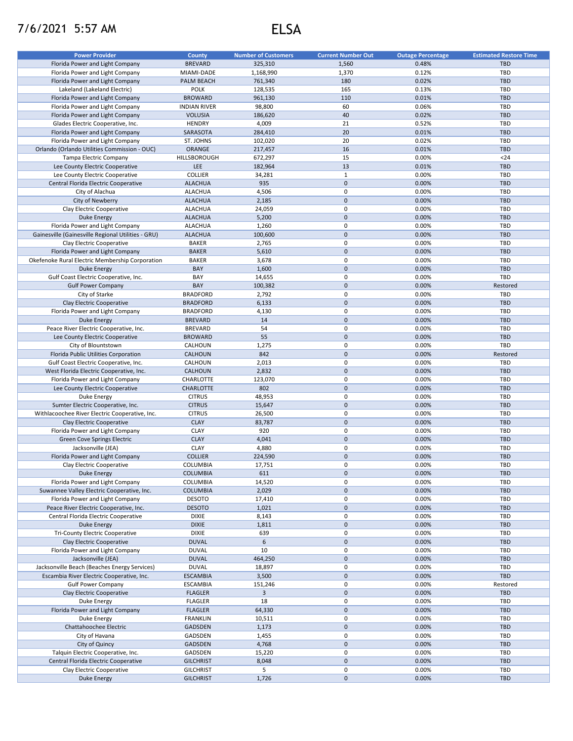7/6/2021 5:57 AM

# ELSA

| Power Provider | County | Number of Customers | Current Number Out | Outage Percentage | Estimated Restore Time |
|---|---|---|---|---|---|
| Florida Power and Light Company | BREVARD | 325,310 | 1,560 | 0.48% | TBD |
| Florida Power and Light Company | MIAMI-DADE | 1,168,990 | 1,370 | 0.12% | TBD |
| Florida Power and Light Company | PALM BEACH | 761,340 | 180 | 0.02% | TBD |
| Lakeland (Lakeland Electric) | POLK | 128,535 | 165 | 0.13% | TBD |
| Florida Power and Light Company | BROWARD | 961,130 | 110 | 0.01% | TBD |
| Florida Power and Light Company | INDIAN RIVER | 98,800 | 60 | 0.06% | TBD |
| Florida Power and Light Company | VOLUSIA | 186,620 | 40 | 0.02% | TBD |
| Glades Electric Cooperative, Inc. | HENDRY | 4,009 | 21 | 0.52% | TBD |
| Florida Power and Light Company | SARASOTA | 284,410 | 20 | 0.01% | TBD |
| Florida Power and Light Company | ST. JOHNS | 102,020 | 20 | 0.02% | TBD |
| Orlando (Orlando Utilities Commission - OUC) | ORANGE | 217,457 | 16 | 0.01% | TBD |
| Tampa Electric Company | HILLSBOROUGH | 672,297 | 15 | 0.00% | <24 |
| Lee County Electric Cooperative | LEE | 182,964 | 13 | 0.01% | TBD |
| Lee County Electric Cooperative | COLLIER | 34,281 | 1 | 0.00% | TBD |
| Central Florida Electric Cooperative | ALACHUA | 935 | 0 | 0.00% | TBD |
| City of Alachua | ALACHUA | 4,506 | 0 | 0.00% | TBD |
| City of Newberry | ALACHUA | 2,185 | 0 | 0.00% | TBD |
| Clay Electric Cooperative | ALACHUA | 24,059 | 0 | 0.00% | TBD |
| Duke Energy | ALACHUA | 5,200 | 0 | 0.00% | TBD |
| Florida Power and Light Company | ALACHUA | 1,260 | 0 | 0.00% | TBD |
| Gainesville (Gainesville Regional Utilities - GRU) | ALACHUA | 100,600 | 0 | 0.00% | TBD |
| Clay Electric Cooperative | BAKER | 2,765 | 0 | 0.00% | TBD |
| Florida Power and Light Company | BAKER | 5,610 | 0 | 0.00% | TBD |
| Okefenoke Rural Electric Membership Corporation | BAKER | 3,678 | 0 | 0.00% | TBD |
| Duke Energy | BAY | 1,600 | 0 | 0.00% | TBD |
| Gulf Coast Electric Cooperative, Inc. | BAY | 14,655 | 0 | 0.00% | TBD |
| Gulf Power Company | BAY | 100,382 | 0 | 0.00% | Restored |
| City of Starke | BRADFORD | 2,792 | 0 | 0.00% | TBD |
| Clay Electric Cooperative | BRADFORD | 6,133 | 0 | 0.00% | TBD |
| Florida Power and Light Company | BRADFORD | 4,130 | 0 | 0.00% | TBD |
| Duke Energy | BREVARD | 14 | 0 | 0.00% | TBD |
| Peace River Electric Cooperative, Inc. | BREVARD | 54 | 0 | 0.00% | TBD |
| Lee County Electric Cooperative | BROWARD | 55 | 0 | 0.00% | TBD |
| City of Blountstown | CALHOUN | 1,275 | 0 | 0.00% | TBD |
| Florida Public Utilities Corporation | CALHOUN | 842 | 0 | 0.00% | Restored |
| Gulf Coast Electric Cooperative, Inc. | CALHOUN | 2,013 | 0 | 0.00% | TBD |
| West Florida Electric Cooperative, Inc. | CALHOUN | 2,832 | 0 | 0.00% | TBD |
| Florida Power and Light Company | CHARLOTTE | 123,070 | 0 | 0.00% | TBD |
| Lee County Electric Cooperative | CHARLOTTE | 802 | 0 | 0.00% | TBD |
| Duke Energy | CITRUS | 48,953 | 0 | 0.00% | TBD |
| Sumter Electric Cooperative, Inc. | CITRUS | 15,647 | 0 | 0.00% | TBD |
| Withlacoochee River Electric Cooperative, Inc. | CITRUS | 26,500 | 0 | 0.00% | TBD |
| Clay Electric Cooperative | CLAY | 83,787 | 0 | 0.00% | TBD |
| Florida Power and Light Company | CLAY | 920 | 0 | 0.00% | TBD |
| Green Cove Springs Electric | CLAY | 4,041 | 0 | 0.00% | TBD |
| Jacksonville (JEA) | CLAY | 4,880 | 0 | 0.00% | TBD |
| Florida Power and Light Company | COLLIER | 224,590 | 0 | 0.00% | TBD |
| Clay Electric Cooperative | COLUMBIA | 17,751 | 0 | 0.00% | TBD |
| Duke Energy | COLUMBIA | 611 | 0 | 0.00% | TBD |
| Florida Power and Light Company | COLUMBIA | 14,520 | 0 | 0.00% | TBD |
| Suwannee Valley Electric Cooperative, Inc. | COLUMBIA | 2,029 | 0 | 0.00% | TBD |
| Florida Power and Light Company | DESOTO | 17,410 | 0 | 0.00% | TBD |
| Peace River Electric Cooperative, Inc. | DESOTO | 1,021 | 0 | 0.00% | TBD |
| Central Florida Electric Cooperative | DIXIE | 8,143 | 0 | 0.00% | TBD |
| Duke Energy | DIXIE | 1,811 | 0 | 0.00% | TBD |
| Tri-County Electric Cooperative | DIXIE | 639 | 0 | 0.00% | TBD |
| Clay Electric Cooperative | DUVAL | 6 | 0 | 0.00% | TBD |
| Florida Power and Light Company | DUVAL | 10 | 0 | 0.00% | TBD |
| Jacksonville (JEA) | DUVAL | 464,250 | 0 | 0.00% | TBD |
| Jacksonville Beach (Beaches Energy Services) | DUVAL | 18,897 | 0 | 0.00% | TBD |
| Escambia River Electric Cooperative, Inc. | ESCAMBIA | 3,500 | 0 | 0.00% | TBD |
| Gulf Power Company | ESCAMBIA | 151,246 | 0 | 0.00% | Restored |
| Clay Electric Cooperative | FLAGLER | 3 | 0 | 0.00% | TBD |
| Duke Energy | FLAGLER | 18 | 0 | 0.00% | TBD |
| Florida Power and Light Company | FLAGLER | 64,330 | 0 | 0.00% | TBD |
| Duke Energy | FRANKLIN | 10,511 | 0 | 0.00% | TBD |
| Chattahoochee Electric | GADSDEN | 1,173 | 0 | 0.00% | TBD |
| City of Havana | GADSDEN | 1,455 | 0 | 0.00% | TBD |
| City of Quincy | GADSDEN | 4,768 | 0 | 0.00% | TBD |
| Talquin Electric Cooperative, Inc. | GADSDEN | 15,220 | 0 | 0.00% | TBD |
| Central Florida Electric Cooperative | GILCHRIST | 8,048 | 0 | 0.00% | TBD |
| Clay Electric Cooperative | GILCHRIST | 5 | 0 | 0.00% | TBD |
| Duke Energy | GILCHRIST | 1,726 | 0 | 0.00% | TBD |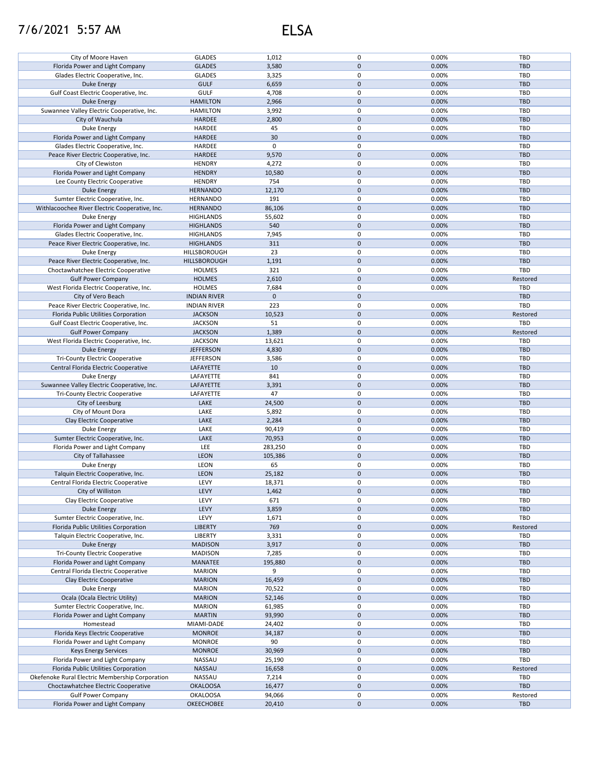7/6/2021 5:57 AM

# ELSA

| | | | | | |
|---|---|---|---|---|---|
| City of Moore Haven | GLADES | 1,012 | 0 | 0.00% | TBD |
| Florida Power and Light Company | GLADES | 3,580 | 0 | 0.00% | TBD |
| Glades Electric Cooperative, Inc. | GLADES | 3,325 | 0 | 0.00% | TBD |
| Duke Energy | GULF | 6,659 | 0 | 0.00% | TBD |
| Gulf Coast Electric Cooperative, Inc. | GULF | 4,708 | 0 | 0.00% | TBD |
| Duke Energy | HAMILTON | 2,966 | 0 | 0.00% | TBD |
| Suwannee Valley Electric Cooperative, Inc. | HAMILTON | 3,992 | 0 | 0.00% | TBD |
| City of Wauchula | HARDEE | 2,800 | 0 | 0.00% | TBD |
| Duke Energy | HARDEE | 45 | 0 | 0.00% | TBD |
| Florida Power and Light Company | HARDEE | 30 | 0 | 0.00% | TBD |
| Glades Electric Cooperative, Inc. | HARDEE | 0 | 0 | | TBD |
| Peace River Electric Cooperative, Inc. | HARDEE | 9,570 | 0 | 0.00% | TBD |
| City of Clewiston | HENDRY | 4,272 | 0 | 0.00% | TBD |
| Florida Power and Light Company | HENDRY | 10,580 | 0 | 0.00% | TBD |
| Lee County Electric Cooperative | HENDRY | 754 | 0 | 0.00% | TBD |
| Duke Energy | HERNANDO | 12,170 | 0 | 0.00% | TBD |
| Sumter Electric Cooperative, Inc. | HERNANDO | 191 | 0 | 0.00% | TBD |
| Withlacoochee River Electric Cooperative, Inc. | HERNANDO | 86,106 | 0 | 0.00% | TBD |
| Duke Energy | HIGHLANDS | 55,602 | 0 | 0.00% | TBD |
| Florida Power and Light Company | HIGHLANDS | 540 | 0 | 0.00% | TBD |
| Glades Electric Cooperative, Inc. | HIGHLANDS | 7,945 | 0 | 0.00% | TBD |
| Peace River Electric Cooperative, Inc. | HIGHLANDS | 311 | 0 | 0.00% | TBD |
| Duke Energy | HILLSBOROUGH | 23 | 0 | 0.00% | TBD |
| Peace River Electric Cooperative, Inc. | HILLSBOROUGH | 1,191 | 0 | 0.00% | TBD |
| Choctawhatchee Electric Cooperative | HOLMES | 321 | 0 | 0.00% | TBD |
| Gulf Power Company | HOLMES | 2,610 | 0 | 0.00% | Restored |
| West Florida Electric Cooperative, Inc. | HOLMES | 7,684 | 0 | 0.00% | TBD |
| City of Vero Beach | INDIAN RIVER | 0 | 0 | | TBD |
| Peace River Electric Cooperative, Inc. | INDIAN RIVER | 223 | 0 | 0.00% | TBD |
| Florida Public Utilities Corporation | JACKSON | 10,523 | 0 | 0.00% | Restored |
| Gulf Coast Electric Cooperative, Inc. | JACKSON | 51 | 0 | 0.00% | TBD |
| Gulf Power Company | JACKSON | 1,389 | 0 | 0.00% | Restored |
| West Florida Electric Cooperative, Inc. | JACKSON | 13,621 | 0 | 0.00% | TBD |
| Duke Energy | JEFFERSON | 4,830 | 0 | 0.00% | TBD |
| Tri-County Electric Cooperative | JEFFERSON | 3,586 | 0 | 0.00% | TBD |
| Central Florida Electric Cooperative | LAFAYETTE | 10 | 0 | 0.00% | TBD |
| Duke Energy | LAFAYETTE | 841 | 0 | 0.00% | TBD |
| Suwannee Valley Electric Cooperative, Inc. | LAFAYETTE | 3,391 | 0 | 0.00% | TBD |
| Tri-County Electric Cooperative | LAFAYETTE | 47 | 0 | 0.00% | TBD |
| City of Leesburg | LAKE | 24,500 | 0 | 0.00% | TBD |
| City of Mount Dora | LAKE | 5,892 | 0 | 0.00% | TBD |
| Clay Electric Cooperative | LAKE | 2,284 | 0 | 0.00% | TBD |
| Duke Energy | LAKE | 90,419 | 0 | 0.00% | TBD |
| Sumter Electric Cooperative, Inc. | LAKE | 70,953 | 0 | 0.00% | TBD |
| Florida Power and Light Company | LEE | 283,250 | 0 | 0.00% | TBD |
| City of Tallahassee | LEON | 105,386 | 0 | 0.00% | TBD |
| Duke Energy | LEON | 65 | 0 | 0.00% | TBD |
| Talquin Electric Cooperative, Inc. | LEON | 25,182 | 0 | 0.00% | TBD |
| Central Florida Electric Cooperative | LEVY | 18,371 | 0 | 0.00% | TBD |
| City of Williston | LEVY | 1,462 | 0 | 0.00% | TBD |
| Clay Electric Cooperative | LEVY | 671 | 0 | 0.00% | TBD |
| Duke Energy | LEVY | 3,859 | 0 | 0.00% | TBD |
| Sumter Electric Cooperative, Inc. | LEVY | 1,671 | 0 | 0.00% | TBD |
| Florida Public Utilities Corporation | LIBERTY | 769 | 0 | 0.00% | Restored |
| Talquin Electric Cooperative, Inc. | LIBERTY | 3,331 | 0 | 0.00% | TBD |
| Duke Energy | MADISON | 3,917 | 0 | 0.00% | TBD |
| Tri-County Electric Cooperative | MADISON | 7,285 | 0 | 0.00% | TBD |
| Florida Power and Light Company | MANATEE | 195,880 | 0 | 0.00% | TBD |
| Central Florida Electric Cooperative | MARION | 9 | 0 | 0.00% | TBD |
| Clay Electric Cooperative | MARION | 16,459 | 0 | 0.00% | TBD |
| Duke Energy | MARION | 70,522 | 0 | 0.00% | TBD |
| Ocala (Ocala Electric Utility) | MARION | 52,146 | 0 | 0.00% | TBD |
| Sumter Electric Cooperative, Inc. | MARION | 61,985 | 0 | 0.00% | TBD |
| Florida Power and Light Company | MARTIN | 93,990 | 0 | 0.00% | TBD |
| Homestead | MIAMI-DADE | 24,402 | 0 | 0.00% | TBD |
| Florida Keys Electric Cooperative | MONROE | 34,187 | 0 | 0.00% | TBD |
| Florida Power and Light Company | MONROE | 90 | 0 | 0.00% | TBD |
| Keys Energy Services | MONROE | 30,969 | 0 | 0.00% | TBD |
| Florida Power and Light Company | NASSAU | 25,190 | 0 | 0.00% | TBD |
| Florida Public Utilities Corporation | NASSAU | 16,658 | 0 | 0.00% | Restored |
| Okefenoke Rural Electric Membership Corporation | NASSAU | 7,214 | 0 | 0.00% | TBD |
| Choctawhatchee Electric Cooperative | OKALOOSA | 16,477 | 0 | 0.00% | TBD |
| Gulf Power Company | OKALOOSA | 94,066 | 0 | 0.00% | Restored |
| Florida Power and Light Company | OKEECHOBEE | 20,410 | 0 | 0.00% | TBD |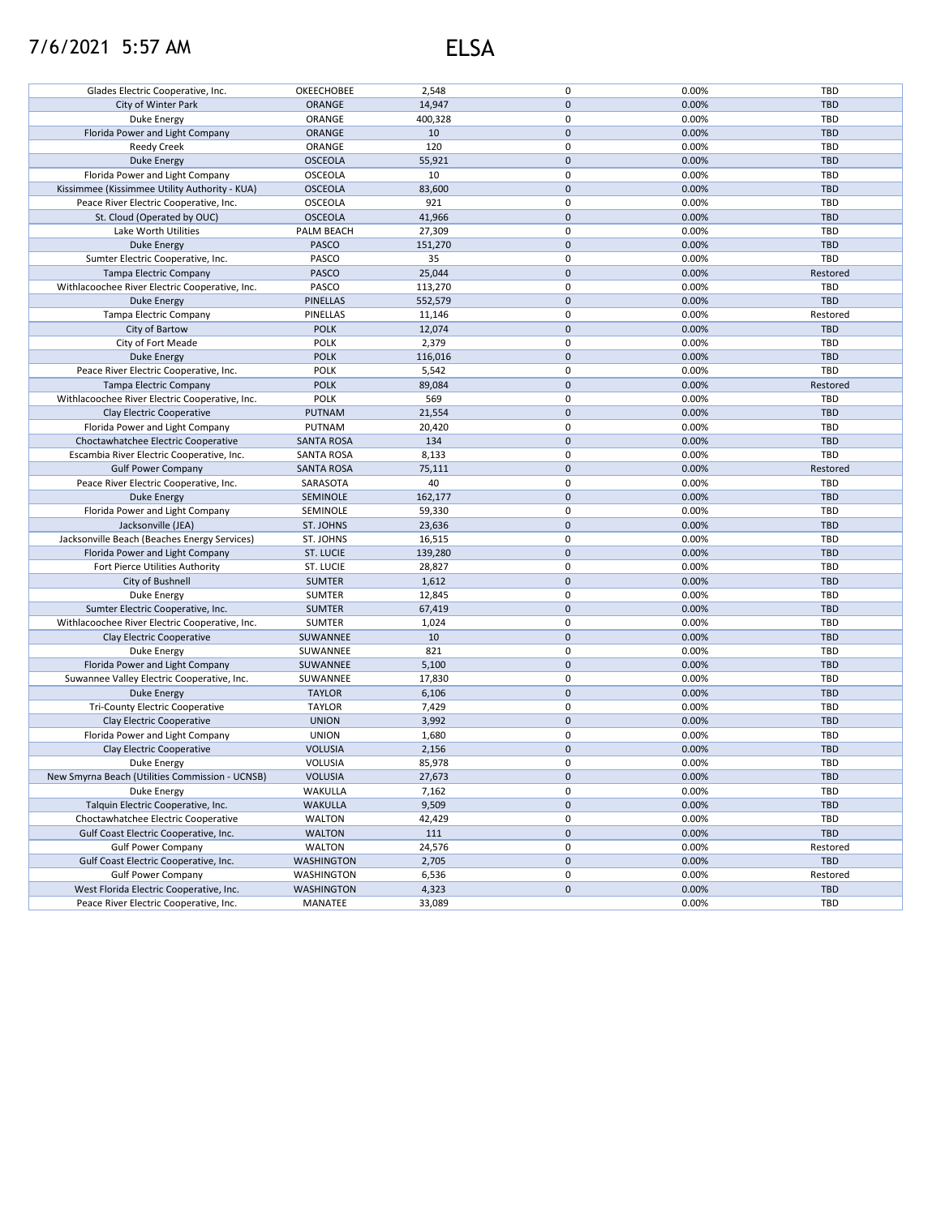7/6/2021 5:57 AM

# ELSA

| | | | | | |
|---|---|---|---|---|---|
| Glades Electric Cooperative, Inc. | OKEECHOBEE | 2,548 | 0 | 0.00% | TBD |
| City of Winter Park | ORANGE | 14,947 | 0 | 0.00% | TBD |
| Duke Energy | ORANGE | 400,328 | 0 | 0.00% | TBD |
| Florida Power and Light Company | ORANGE | 10 | 0 | 0.00% | TBD |
| Reedy Creek | ORANGE | 120 | 0 | 0.00% | TBD |
| Duke Energy | OSCEOLA | 55,921 | 0 | 0.00% | TBD |
| Florida Power and Light Company | OSCEOLA | 10 | 0 | 0.00% | TBD |
| Kissimmee (Kissimmee Utility Authority - KUA) | OSCEOLA | 83,600 | 0 | 0.00% | TBD |
| Peace River Electric Cooperative, Inc. | OSCEOLA | 921 | 0 | 0.00% | TBD |
| St. Cloud (Operated by OUC) | OSCEOLA | 41,966 | 0 | 0.00% | TBD |
| Lake Worth Utilities | PALM BEACH | 27,309 | 0 | 0.00% | TBD |
| Duke Energy | PASCO | 151,270 | 0 | 0.00% | TBD |
| Sumter Electric Cooperative, Inc. | PASCO | 35 | 0 | 0.00% | TBD |
| Tampa Electric Company | PASCO | 25,044 | 0 | 0.00% | Restored |
| Withlacoochee River Electric Cooperative, Inc. | PASCO | 113,270 | 0 | 0.00% | TBD |
| Duke Energy | PINELLAS | 552,579 | 0 | 0.00% | TBD |
| Tampa Electric Company | PINELLAS | 11,146 | 0 | 0.00% | Restored |
| City of Bartow | POLK | 12,074 | 0 | 0.00% | TBD |
| City of Fort Meade | POLK | 2,379 | 0 | 0.00% | TBD |
| Duke Energy | POLK | 116,016 | 0 | 0.00% | TBD |
| Peace River Electric Cooperative, Inc. | POLK | 5,542 | 0 | 0.00% | TBD |
| Tampa Electric Company | POLK | 89,084 | 0 | 0.00% | Restored |
| Withlacoochee River Electric Cooperative, Inc. | POLK | 569 | 0 | 0.00% | TBD |
| Clay Electric Cooperative | PUTNAM | 21,554 | 0 | 0.00% | TBD |
| Florida Power and Light Company | PUTNAM | 20,420 | 0 | 0.00% | TBD |
| Choctawhatchee Electric Cooperative | SANTA ROSA | 134 | 0 | 0.00% | TBD |
| Escambia River Electric Cooperative, Inc. | SANTA ROSA | 8,133 | 0 | 0.00% | TBD |
| Gulf Power Company | SANTA ROSA | 75,111 | 0 | 0.00% | Restored |
| Peace River Electric Cooperative, Inc. | SARASOTA | 40 | 0 | 0.00% | TBD |
| Duke Energy | SEMINOLE | 162,177 | 0 | 0.00% | TBD |
| Florida Power and Light Company | SEMINOLE | 59,330 | 0 | 0.00% | TBD |
| Jacksonville (JEA) | ST. JOHNS | 23,636 | 0 | 0.00% | TBD |
| Jacksonville Beach (Beaches Energy Services) | ST. JOHNS | 16,515 | 0 | 0.00% | TBD |
| Florida Power and Light Company | ST. LUCIE | 139,280 | 0 | 0.00% | TBD |
| Fort Pierce Utilities Authority | ST. LUCIE | 28,827 | 0 | 0.00% | TBD |
| City of Bushnell | SUMTER | 1,612 | 0 | 0.00% | TBD |
| Duke Energy | SUMTER | 12,845 | 0 | 0.00% | TBD |
| Sumter Electric Cooperative, Inc. | SUMTER | 67,419 | 0 | 0.00% | TBD |
| Withlacoochee River Electric Cooperative, Inc. | SUMTER | 1,024 | 0 | 0.00% | TBD |
| Clay Electric Cooperative | SUWANNEE | 10 | 0 | 0.00% | TBD |
| Duke Energy | SUWANNEE | 821 | 0 | 0.00% | TBD |
| Florida Power and Light Company | SUWANNEE | 5,100 | 0 | 0.00% | TBD |
| Suwannee Valley Electric Cooperative, Inc. | SUWANNEE | 17,830 | 0 | 0.00% | TBD |
| Duke Energy | TAYLOR | 6,106 | 0 | 0.00% | TBD |
| Tri-County Electric Cooperative | TAYLOR | 7,429 | 0 | 0.00% | TBD |
| Clay Electric Cooperative | UNION | 3,992 | 0 | 0.00% | TBD |
| Florida Power and Light Company | UNION | 1,680 | 0 | 0.00% | TBD |
| Clay Electric Cooperative | VOLUSIA | 2,156 | 0 | 0.00% | TBD |
| Duke Energy | VOLUSIA | 85,978 | 0 | 0.00% | TBD |
| New Smyrna Beach (Utilities Commission - UCNSB) | VOLUSIA | 27,673 | 0 | 0.00% | TBD |
| Duke Energy | WAKULLA | 7,162 | 0 | 0.00% | TBD |
| Talquin Electric Cooperative, Inc. | WAKULLA | 9,509 | 0 | 0.00% | TBD |
| Choctawhatchee Electric Cooperative | WALTON | 42,429 | 0 | 0.00% | TBD |
| Gulf Coast Electric Cooperative, Inc. | WALTON | 111 | 0 | 0.00% | TBD |
| Gulf Power Company | WALTON | 24,576 | 0 | 0.00% | Restored |
| Gulf Coast Electric Cooperative, Inc. | WASHINGTON | 2,705 | 0 | 0.00% | TBD |
| Gulf Power Company | WASHINGTON | 6,536 | 0 | 0.00% | Restored |
| West Florida Electric Cooperative, Inc. | WASHINGTON | 4,323 | 0 | 0.00% | TBD |
| Peace River Electric Cooperative, Inc. | MANATEE | 33,089 | | 0.00% | TBD |